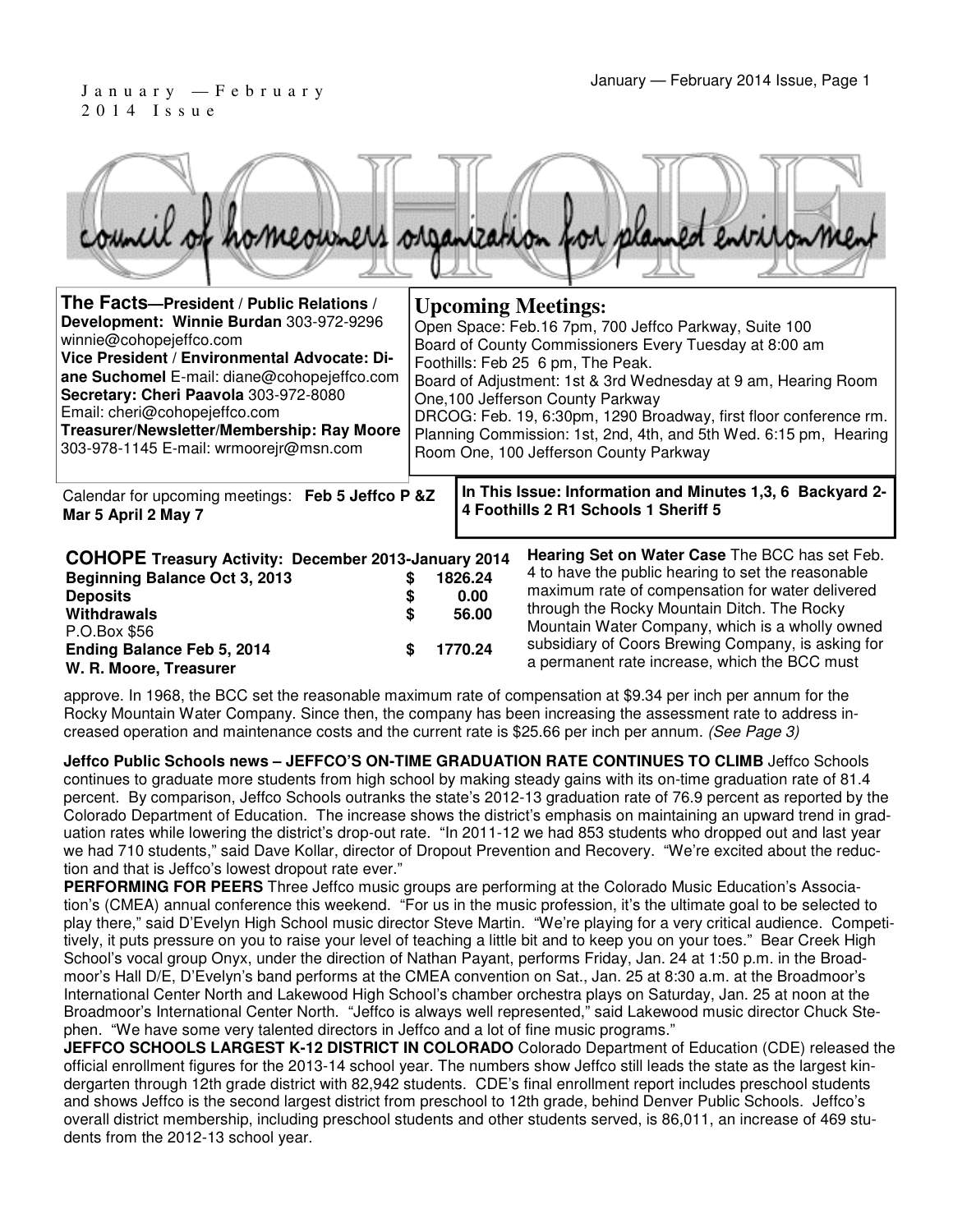January — February 2014 Issue

# COHOPE

council of homeowners organization for planned environment

**The Facts—President / Public Relations / Development: Winnie Burdan** 303-972-9296 winnie@cohopejeffco.com
**Vice President / Environmental Advocate: Diane Suchomel** E-mail: diane@cohopejeffco.com
**Secretary: Cheri Paavola** 303-972-8080 Email: cheri@cohopejeffco.com
**Treasurer/Newsletter/Membership: Ray Moore** 303-978-1145 E-mail: wrmoorejr@msn.com

## Upcoming Meetings:

Open Space: Feb.16 7pm, 700 Jeffco Parkway, Suite 100
Board of County Commissioners Every Tuesday at 8:00 am
Foothills: Feb 25 6 pm, The Peak.
Board of Adjustment: 1st & 3rd Wednesday at 9 am, Hearing Room One,100 Jefferson County Parkway
DRCOG: Feb. 19, 6:30pm, 1290 Broadway, first floor conference rm.
Planning Commission: 1st, 2nd, 4th, and 5th Wed. 6:15 pm, Hearing Room One, 100 Jefferson County Parkway

Calendar for upcoming meetings: **Feb 5 Jeffco P &Z Mar 5 April 2 May 7**

**In This Issue: Information and Minutes 1,3, 6 Backyard 2-4 Foothills 2 R1 Schools 1 Sheriff 5**

### COHOPE Treasury Activity: December 2013-January 2014

| | | |
|---|---|---|
| **Beginning Balance Oct 3, 2013** | **$** | **1826.24** |
| **Deposits** | **$** | **0.00** |
| **Withdrawals** | **$** | **56.00** |
| P.O.Box $56 | | |
| **Ending Balance Feb 5, 2014** | **$** | **1770.24** |

**W. R. Moore, Treasurer**

**Hearing Set on Water Case** The BCC has set Feb. 4 to have the public hearing to set the reasonable maximum rate of compensation for water delivered through the Rocky Mountain Ditch. The Rocky Mountain Water Company, which is a wholly owned subsidiary of Coors Brewing Company, is asking for a permanent rate increase, which the BCC must approve. In 1968, the BCC set the reasonable maximum rate of compensation at $9.34 per inch per annum for the Rocky Mountain Water Company. Since then, the company has been increasing the assessment rate to address increased operation and maintenance costs and the current rate is $25.66 per inch per annum. *(See Page 3)*

**Jeffco Public Schools news – JEFFCO'S ON-TIME GRADUATION RATE CONTINUES TO CLIMB** Jeffco Schools continues to graduate more students from high school by making steady gains with its on-time graduation rate of 81.4 percent. By comparison, Jeffco Schools outranks the state's 2012-13 graduation rate of 76.9 percent as reported by the Colorado Department of Education. The increase shows the district's emphasis on maintaining an upward trend in graduation rates while lowering the district's drop-out rate. "In 2011-12 we had 853 students who dropped out and last year we had 710 students," said Dave Kollar, director of Dropout Prevention and Recovery. "We're excited about the reduction and that is Jeffco's lowest dropout rate ever."

**PERFORMING FOR PEERS** Three Jeffco music groups are performing at the Colorado Music Education's Association's (CMEA) annual conference this weekend. "For us in the music profession, it's the ultimate goal to be selected to play there," said D'Evelyn High School music director Steve Martin. "We're playing for a very critical audience. Competitively, it puts pressure on you to raise your level of teaching a little bit and to keep you on your toes." Bear Creek High School's vocal group Onyx, under the direction of Nathan Payant, performs Friday, Jan. 24 at 1:50 p.m. in the Broadmoor's Hall D/E, D'Evelyn's band performs at the CMEA convention on Sat., Jan. 25 at 8:30 a.m. at the Broadmoor's International Center North and Lakewood High School's chamber orchestra plays on Saturday, Jan. 25 at noon at the Broadmoor's International Center North. "Jeffco is always well represented," said Lakewood music director Chuck Stephen. "We have some very talented directors in Jeffco and a lot of fine music programs."

**JEFFCO SCHOOLS LARGEST K-12 DISTRICT IN COLORADO** Colorado Department of Education (CDE) released the official enrollment figures for the 2013-14 school year. The numbers show Jeffco still leads the state as the largest kindergarten through 12th grade district with 82,942 students. CDE's final enrollment report includes preschool students and shows Jeffco is the second largest district from preschool to 12th grade, behind Denver Public Schools. Jeffco's overall district membership, including preschool students and other students served, is 86,011, an increase of 469 students from the 2012-13 school year.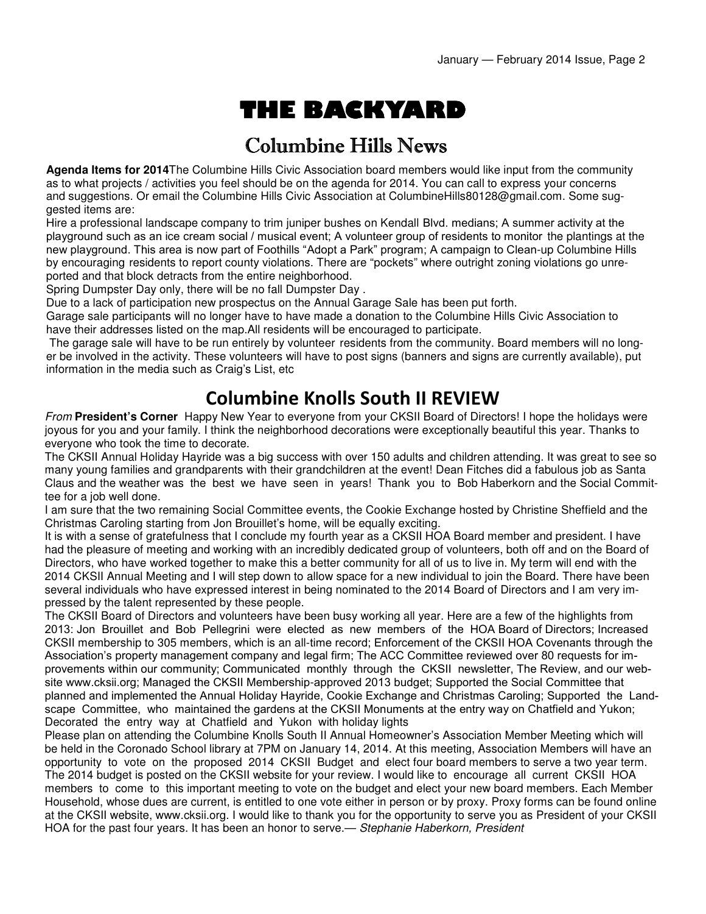# THE BACKYARD

## Columbine Hills News

**Agenda Items for 2014**The Columbine Hills Civic Association board members would like input from the community as to what projects / activities you feel should be on the agenda for 2014. You can call to express your concerns and suggestions. Or email the Columbine Hills Civic Association at ColumbineHills80128@gmail.com. Some suggested items are:

Hire a professional landscape company to trim juniper bushes on Kendall Blvd. medians; A summer activity at the playground such as an ice cream social / musical event; A volunteer group of residents to monitor the plantings at the new playground. This area is now part of Foothills "Adopt a Park" program; A campaign to Clean-up Columbine Hills by encouraging residents to report county violations. There are "pockets" where outright zoning violations go unreported and that block detracts from the entire neighborhood.

Spring Dumpster Day only, there will be no fall Dumpster Day .

Due to a lack of participation new prospectus on the Annual Garage Sale has been put forth.

Garage sale participants will no longer have to have made a donation to the Columbine Hills Civic Association to have their addresses listed on the map.All residents will be encouraged to participate.

The garage sale will have to be run entirely by volunteer residents from the community. Board members will no longer be involved in the activity. These volunteers will have to post signs (banners and signs are currently available), put information in the media such as Craig's List, etc

## Columbine Knolls South II REVIEW

*From* **President's Corner** Happy New Year to everyone from your CKSII Board of Directors! I hope the holidays were joyous for you and your family. I think the neighborhood decorations were exceptionally beautiful this year. Thanks to everyone who took the time to decorate.

The CKSII Annual Holiday Hayride was a big success with over 150 adults and children attending. It was great to see so many young families and grandparents with their grandchildren at the event! Dean Fitches did a fabulous job as Santa Claus and the weather was the best we have seen in years! Thank you to Bob Haberkorn and the Social Committee for a job well done.

I am sure that the two remaining Social Committee events, the Cookie Exchange hosted by Christine Sheffield and the Christmas Caroling starting from Jon Brouillet's home, will be equally exciting.

It is with a sense of gratefulness that I conclude my fourth year as a CKSII HOA Board member and president. I have had the pleasure of meeting and working with an incredibly dedicated group of volunteers, both off and on the Board of Directors, who have worked together to make this a better community for all of us to live in. My term will end with the 2014 CKSII Annual Meeting and I will step down to allow space for a new individual to join the Board. There have been several individuals who have expressed interest in being nominated to the 2014 Board of Directors and I am very impressed by the talent represented by these people.

The CKSII Board of Directors and volunteers have been busy working all year. Here are a few of the highlights from 2013: Jon Brouillet and Bob Pellegrini were elected as new members of the HOA Board of Directors; Increased CKSII membership to 305 members, which is an all-time record; Enforcement of the CKSII HOA Covenants through the Association's property management company and legal firm; The ACC Committee reviewed over 80 requests for improvements within our community; Communicated monthly through the CKSII newsletter, The Review, and our website www.cksii.org; Managed the CKSII Membership-approved 2013 budget; Supported the Social Committee that planned and implemented the Annual Holiday Hayride, Cookie Exchange and Christmas Caroling; Supported the Landscape Committee, who maintained the gardens at the CKSII Monuments at the entry way on Chatfield and Yukon; Decorated the entry way at Chatfield and Yukon with holiday lights

Please plan on attending the Columbine Knolls South II Annual Homeowner's Association Member Meeting which will be held in the Coronado School library at 7PM on January 14, 2014. At this meeting, Association Members will have an opportunity to vote on the proposed 2014 CKSII Budget and elect four board members to serve a two year term. The 2014 budget is posted on the CKSII website for your review. I would like to encourage all current CKSII HOA members to come to this important meeting to vote on the budget and elect your new board members. Each Member Household, whose dues are current, is entitled to one vote either in person or by proxy. Proxy forms can be found online at the CKSII website, www.cksii.org. I would like to thank you for the opportunity to serve you as President of your CKSII HOA for the past four years. It has been an honor to serve.— *Stephanie Haberkorn, President*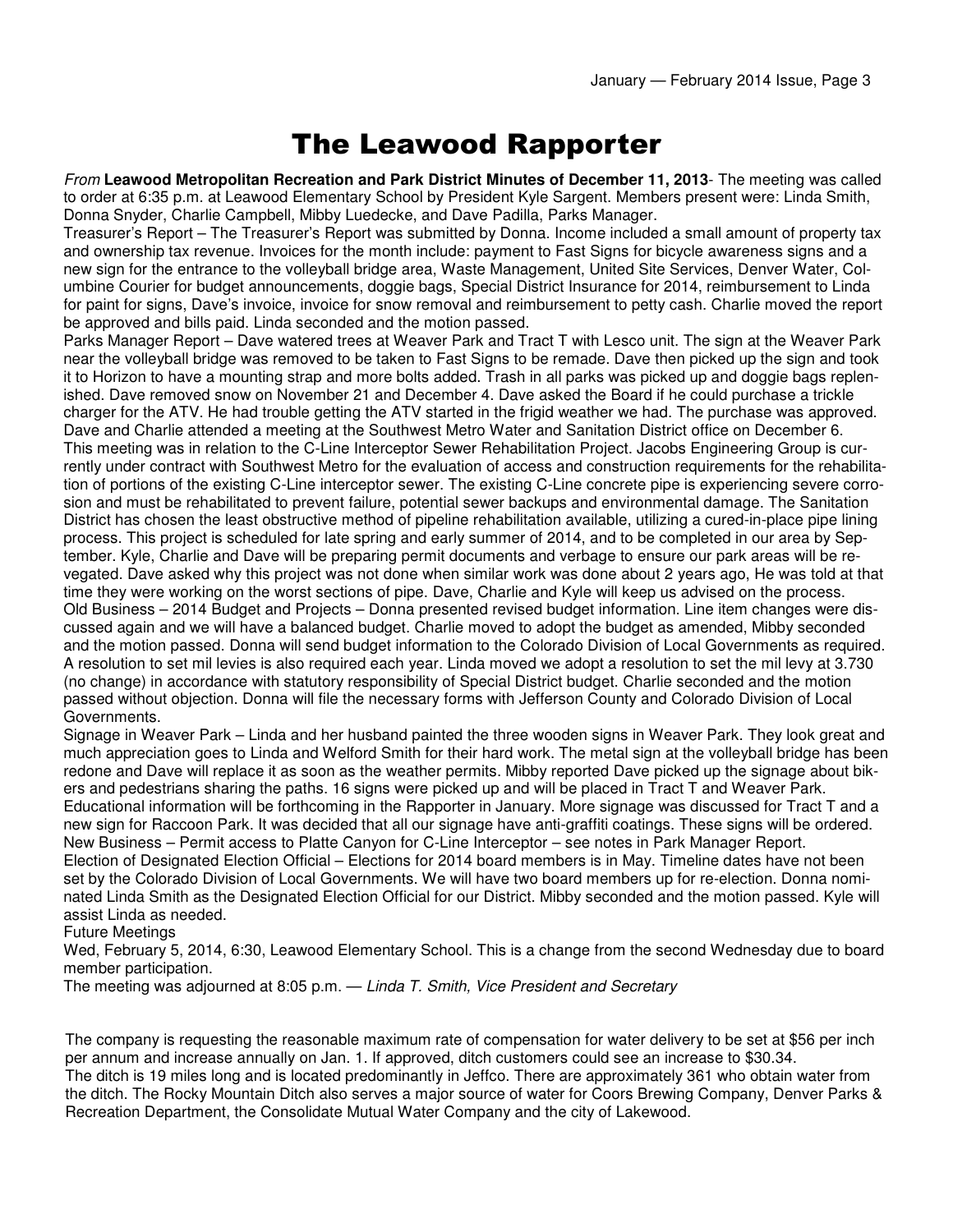# The Leawood Rapporter

*From* **Leawood Metropolitan Recreation and Park District Minutes of December 11, 2013**- The meeting was called to order at 6:35 p.m. at Leawood Elementary School by President Kyle Sargent. Members present were: Linda Smith, Donna Snyder, Charlie Campbell, Mibby Luedecke, and Dave Padilla, Parks Manager.

Treasurer's Report – The Treasurer's Report was submitted by Donna. Income included a small amount of property tax and ownership tax revenue. Invoices for the month include: payment to Fast Signs for bicycle awareness signs and a new sign for the entrance to the volleyball bridge area, Waste Management, United Site Services, Denver Water, Columbine Courier for budget announcements, doggie bags, Special District Insurance for 2014, reimbursement to Linda for paint for signs, Dave's invoice, invoice for snow removal and reimbursement to petty cash. Charlie moved the report be approved and bills paid. Linda seconded and the motion passed.

Parks Manager Report – Dave watered trees at Weaver Park and Tract T with Lesco unit. The sign at the Weaver Park near the volleyball bridge was removed to be taken to Fast Signs to be remade. Dave then picked up the sign and took it to Horizon to have a mounting strap and more bolts added. Trash in all parks was picked up and doggie bags replenished. Dave removed snow on November 21 and December 4. Dave asked the Board if he could purchase a trickle charger for the ATV. He had trouble getting the ATV started in the frigid weather we had. The purchase was approved. Dave and Charlie attended a meeting at the Southwest Metro Water and Sanitation District office on December 6. This meeting was in relation to the C-Line Interceptor Sewer Rehabilitation Project. Jacobs Engineering Group is currently under contract with Southwest Metro for the evaluation of access and construction requirements for the rehabilitation of portions of the existing C-Line interceptor sewer. The existing C-Line concrete pipe is experiencing severe corrosion and must be rehabilitated to prevent failure, potential sewer backups and environmental damage. The Sanitation District has chosen the least obstructive method of pipeline rehabilitation available, utilizing a cured-in-place pipe lining process. This project is scheduled for late spring and early summer of 2014, and to be completed in our area by September. Kyle, Charlie and Dave will be preparing permit documents and verbage to ensure our park areas will be revegated. Dave asked why this project was not done when similar work was done about 2 years ago, He was told at that time they were working on the worst sections of pipe. Dave, Charlie and Kyle will keep us advised on the process.

Old Business – 2014 Budget and Projects – Donna presented revised budget information. Line item changes were discussed again and we will have a balanced budget. Charlie moved to adopt the budget as amended, Mibby seconded and the motion passed. Donna will send budget information to the Colorado Division of Local Governments as required. A resolution to set mil levies is also required each year. Linda moved we adopt a resolution to set the mil levy at 3.730 (no change) in accordance with statutory responsibility of Special District budget. Charlie seconded and the motion passed without objection. Donna will file the necessary forms with Jefferson County and Colorado Division of Local Governments.

Signage in Weaver Park – Linda and her husband painted the three wooden signs in Weaver Park. They look great and much appreciation goes to Linda and Welford Smith for their hard work. The metal sign at the volleyball bridge has been redone and Dave will replace it as soon as the weather permits. Mibby reported Dave picked up the signage about bikers and pedestrians sharing the paths. 16 signs were picked up and will be placed in Tract T and Weaver Park. Educational information will be forthcoming in the Rapporter in January. More signage was discussed for Tract T and a new sign for Raccoon Park. It was decided that all our signage have anti-graffiti coatings. These signs will be ordered.

New Business – Permit access to Platte Canyon for C-Line Interceptor – see notes in Park Manager Report.

Election of Designated Election Official – Elections for 2014 board members is in May. Timeline dates have not been set by the Colorado Division of Local Governments. We will have two board members up for re-election. Donna nominated Linda Smith as the Designated Election Official for our District. Mibby seconded and the motion passed. Kyle will assist Linda as needed.

Future Meetings

Wed, February 5, 2014, 6:30, Leawood Elementary School. This is a change from the second Wednesday due to board member participation.

The meeting was adjourned at 8:05 p.m. — *Linda T. Smith, Vice President and Secretary*

The company is requesting the reasonable maximum rate of compensation for water delivery to be set at $56 per inch per annum and increase annually on Jan. 1. If approved, ditch customers could see an increase to $30.34.

The ditch is 19 miles long and is located predominantly in Jeffco. There are approximately 361 who obtain water from the ditch. The Rocky Mountain Ditch also serves a major source of water for Coors Brewing Company, Denver Parks & Recreation Department, the Consolidate Mutual Water Company and the city of Lakewood.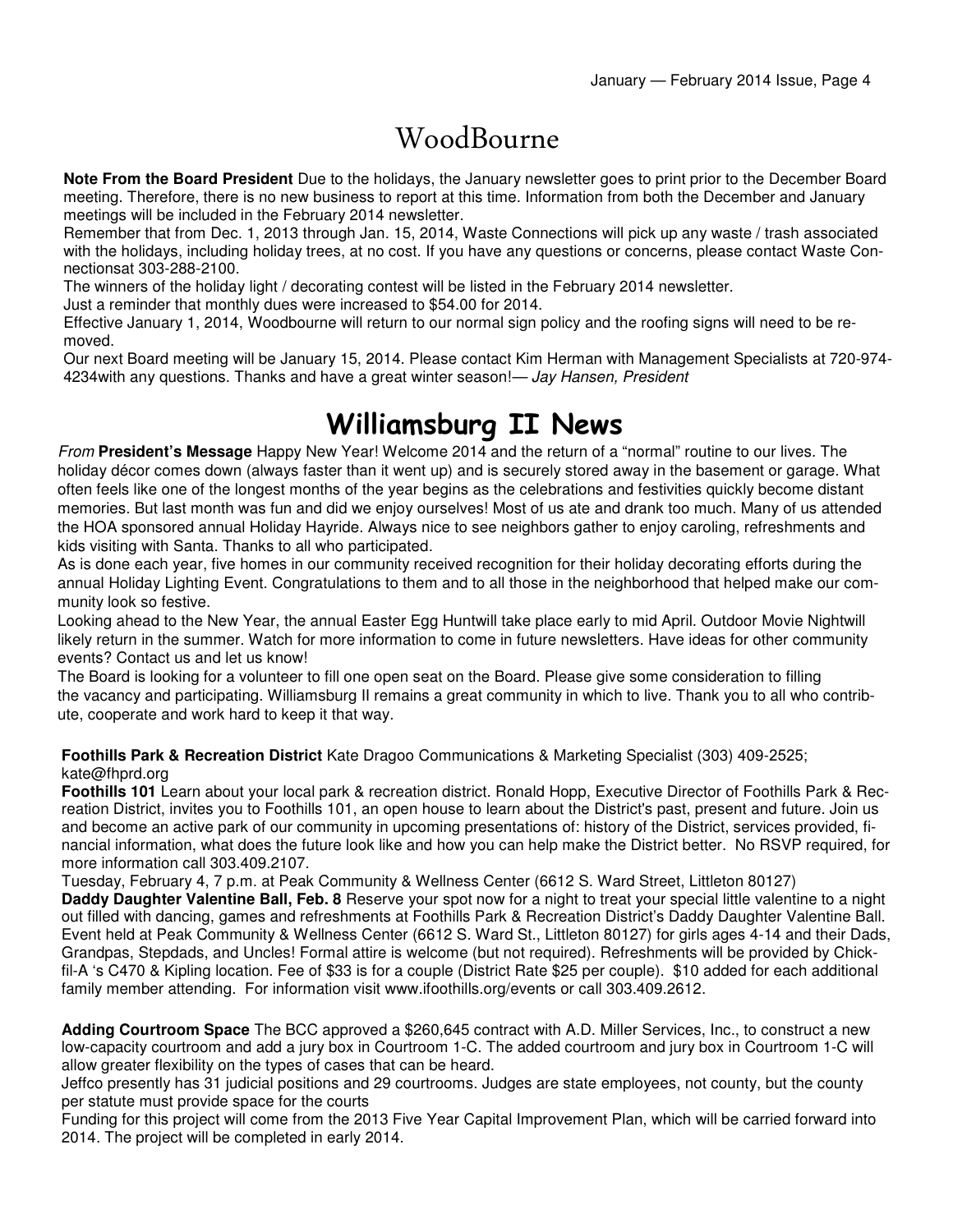# WoodBourne

**Note From the Board President** Due to the holidays, the January newsletter goes to print prior to the December Board meeting. Therefore, there is no new business to report at this time. Information from both the December and January meetings will be included in the February 2014 newsletter.

Remember that from Dec. 1, 2013 through Jan. 15, 2014, Waste Connections will pick up any waste / trash associated with the holidays, including holiday trees, at no cost. If you have any questions or concerns, please contact Waste Connectionsat 303-288-2100.

The winners of the holiday light / decorating contest will be listed in the February 2014 newsletter.

Just a reminder that monthly dues were increased to $54.00 for 2014.

Effective January 1, 2014, Woodbourne will return to our normal sign policy and the roofing signs will need to be removed.

Our next Board meeting will be January 15, 2014. Please contact Kim Herman with Management Specialists at 720-974-4234with any questions. Thanks and have a great winter season!— *Jay Hansen, President*

# Williamsburg II News

*From* **President's Message** Happy New Year! Welcome 2014 and the return of a "normal" routine to our lives. The holiday décor comes down (always faster than it went up) and is securely stored away in the basement or garage. What often feels like one of the longest months of the year begins as the celebrations and festivities quickly become distant memories. But last month was fun and did we enjoy ourselves! Most of us ate and drank too much. Many of us attended the HOA sponsored annual Holiday Hayride. Always nice to see neighbors gather to enjoy caroling, refreshments and kids visiting with Santa. Thanks to all who participated.

As is done each year, five homes in our community received recognition for their holiday decorating efforts during the annual Holiday Lighting Event. Congratulations to them and to all those in the neighborhood that helped make our community look so festive.

Looking ahead to the New Year, the annual Easter Egg Huntwill take place early to mid April. Outdoor Movie Nightwill likely return in the summer. Watch for more information to come in future newsletters. Have ideas for other community events? Contact us and let us know!

The Board is looking for a volunteer to fill one open seat on the Board. Please give some consideration to filling the vacancy and participating. Williamsburg II remains a great community in which to live. Thank you to all who contribute, cooperate and work hard to keep it that way.

**Foothills Park & Recreation District** Kate Dragoo Communications & Marketing Specialist (303) 409-2525; kate@fhprd.org

**Foothills 101** Learn about your local park & recreation district. Ronald Hopp, Executive Director of Foothills Park & Recreation District, invites you to Foothills 101, an open house to learn about the District's past, present and future. Join us and become an active park of our community in upcoming presentations of: history of the District, services provided, financial information, what does the future look like and how you can help make the District better. No RSVP required, for more information call 303.409.2107.

Tuesday, February 4, 7 p.m. at Peak Community & Wellness Center (6612 S. Ward Street, Littleton 80127)

**Daddy Daughter Valentine Ball, Feb. 8** Reserve your spot now for a night to treat your special little valentine to a night out filled with dancing, games and refreshments at Foothills Park & Recreation District's Daddy Daughter Valentine Ball. Event held at Peak Community & Wellness Center (6612 S. Ward St., Littleton 80127) for girls ages 4-14 and their Dads, Grandpas, Stepdads, and Uncles! Formal attire is welcome (but not required). Refreshments will be provided by Chick-fil-A 's C470 & Kipling location. Fee of $33 is for a couple (District Rate $25 per couple). $10 added for each additional family member attending. For information visit www.ifoothills.org/events or call 303.409.2612.

**Adding Courtroom Space** The BCC approved a $260,645 contract with A.D. Miller Services, Inc., to construct a new low-capacity courtroom and add a jury box in Courtroom 1-C. The added courtroom and jury box in Courtroom 1-C will allow greater flexibility on the types of cases that can be heard.

Jeffco presently has 31 judicial positions and 29 courtrooms. Judges are state employees, not county, but the county per statute must provide space for the courts

Funding for this project will come from the 2013 Five Year Capital Improvement Plan, which will be carried forward into 2014. The project will be completed in early 2014.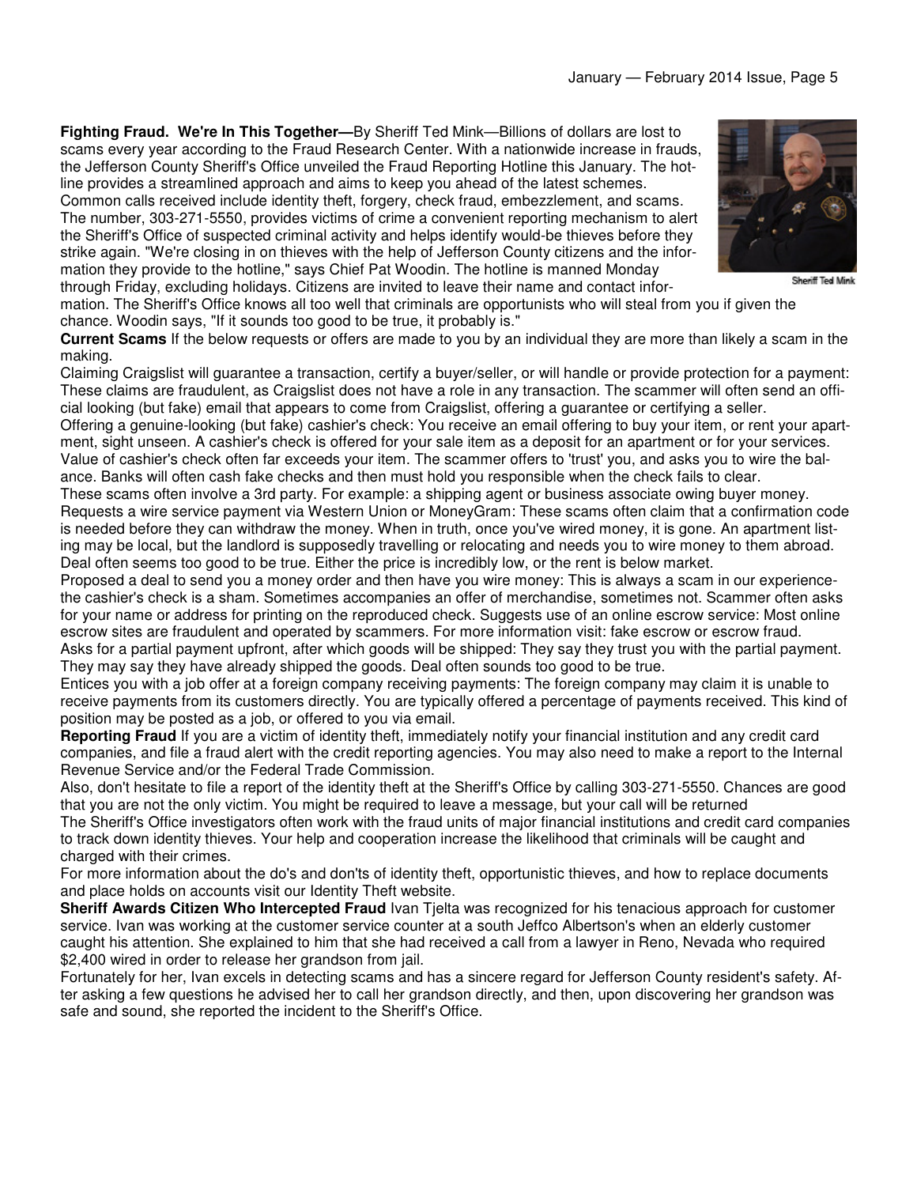**Fighting Fraud. We're In This Together—**By Sheriff Ted Mink—Billions of dollars are lost to scams every year according to the Fraud Research Center. With a nationwide increase in frauds, the Jefferson County Sheriff's Office unveiled the Fraud Reporting Hotline this January. The hotline provides a streamlined approach and aims to keep you ahead of the latest schemes. Common calls received include identity theft, forgery, check fraud, embezzlement, and scams. The number, 303-271-5550, provides victims of crime a convenient reporting mechanism to alert the Sheriff's Office of suspected criminal activity and helps identify would-be thieves before they strike again. "We're closing in on thieves with the help of Jefferson County citizens and the information they provide to the hotline," says Chief Pat Woodin. The hotline is manned Monday through Friday, excluding holidays. Citizens are invited to leave their name and contact information. The Sheriff's Office knows all too well that criminals are opportunists who will steal from you if given the chance. Woodin says, "If it sounds too good to be true, it probably is."

Sheriff Ted Mink

**Current Scams** If the below requests or offers are made to you by an individual they are more than likely a scam in the making.

Claiming Craigslist will guarantee a transaction, certify a buyer/seller, or will handle or provide protection for a payment: These claims are fraudulent, as Craigslist does not have a role in any transaction. The scammer will often send an official looking (but fake) email that appears to come from Craigslist, offering a guarantee or certifying a seller.

Offering a genuine-looking (but fake) cashier's check: You receive an email offering to buy your item, or rent your apartment, sight unseen. A cashier's check is offered for your sale item as a deposit for an apartment or for your services. Value of cashier's check often far exceeds your item. The scammer offers to 'trust' you, and asks you to wire the balance. Banks will often cash fake checks and then must hold you responsible when the check fails to clear.

These scams often involve a 3rd party. For example: a shipping agent or business associate owing buyer money.

Requests a wire service payment via Western Union or MoneyGram: These scams often claim that a confirmation code is needed before they can withdraw the money. When in truth, once you've wired money, it is gone. An apartment listing may be local, but the landlord is supposedly travelling or relocating and needs you to wire money to them abroad. Deal often seems too good to be true. Either the price is incredibly low, or the rent is below market.

Proposed a deal to send you a money order and then have you wire money: This is always a scam in our experience-the cashier's check is a sham. Sometimes accompanies an offer of merchandise, sometimes not. Scammer often asks for your name or address for printing on the reproduced check. Suggests use of an online escrow service: Most online escrow sites are fraudulent and operated by scammers. For more information visit: fake escrow or escrow fraud.

Asks for a partial payment upfront, after which goods will be shipped: They say they trust you with the partial payment. They may say they have already shipped the goods. Deal often sounds too good to be true.

Entices you with a job offer at a foreign company receiving payments: The foreign company may claim it is unable to receive payments from its customers directly. You are typically offered a percentage of payments received. This kind of position may be posted as a job, or offered to you via email.

**Reporting Fraud** If you are a victim of identity theft, immediately notify your financial institution and any credit card companies, and file a fraud alert with the credit reporting agencies. You may also need to make a report to the Internal Revenue Service and/or the Federal Trade Commission.

Also, don't hesitate to file a report of the identity theft at the Sheriff's Office by calling 303-271-5550. Chances are good that you are not the only victim. You might be required to leave a message, but your call will be returned

The Sheriff's Office investigators often work with the fraud units of major financial institutions and credit card companies to track down identity thieves. Your help and cooperation increase the likelihood that criminals will be caught and charged with their crimes.

For more information about the do's and don'ts of identity theft, opportunistic thieves, and how to replace documents and place holds on accounts visit our Identity Theft website.

**Sheriff Awards Citizen Who Intercepted Fraud** Ivan Tjelta was recognized for his tenacious approach for customer service. Ivan was working at the customer service counter at a south Jeffco Albertson's when an elderly customer caught his attention. She explained to him that she had received a call from a lawyer in Reno, Nevada who required $2,400 wired in order to release her grandson from jail.

Fortunately for her, Ivan excels in detecting scams and has a sincere regard for Jefferson County resident's safety. After asking a few questions he advised her to call her grandson directly, and then, upon discovering her grandson was safe and sound, she reported the incident to the Sheriff's Office.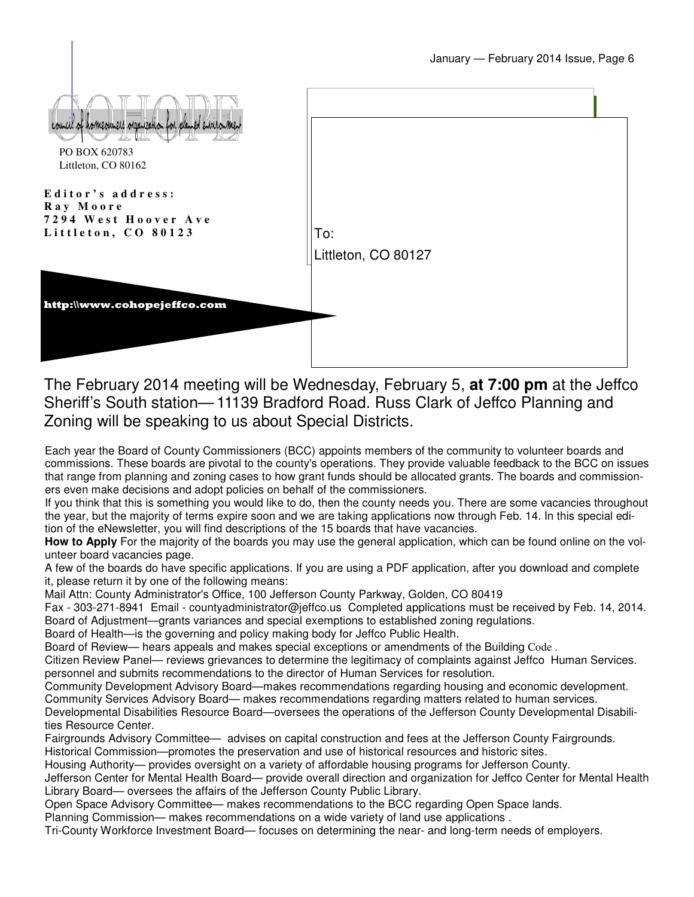COHOPE

council of homeowners organization for planned environment

PO BOX 620783
Littleton, CO 80162

**Editor's address:**
**Ray Moore**
**7294 West Hoover Ave**
**Littleton, CO 80123**

**http:\\www.cohopejeffco.com**

To:

Littleton, CO 80127

The February 2014 meeting will be Wednesday, February 5, **at 7:00 pm** at the Jeffco Sheriff's South station— 11139 Bradford Road. Russ Clark of Jeffco Planning and Zoning will be speaking to us about Special Districts.

Each year the Board of County Commissioners (BCC) appoints members of the community to volunteer boards and commissions. These boards are pivotal to the county's operations. They provide valuable feedback to the BCC on issues that range from planning and zoning cases to how grant funds should be allocated grants. The boards and commissioners even make decisions and adopt policies on behalf of the commissioners.

If you think that this is something you would like to do, then the county needs you. There are some vacancies throughout the year, but the majority of terms expire soon and we are taking applications now through Feb. 14. In this special edition of the eNewsletter, you will find descriptions of the 15 boards that have vacancies.

**How to Apply** For the majority of the boards you may use the general application, which can be found online on the volunteer board vacancies page.

A few of the boards do have specific applications. If you are using a PDF application, after you download and complete it, please return it by one of the following means:

Mail Attn: County Administrator's Office, 100 Jefferson County Parkway, Golden, CO 80419

Fax - 303-271-8941 Email - countyadministrator@jeffco.us Completed applications must be received by Feb. 14, 2014.

Board of Adjustment—grants variances and special exemptions to established zoning regulations.

Board of Health—is the governing and policy making body for Jeffco Public Health.

Board of Review— hears appeals and makes special exceptions or amendments of the Building Code .

Citizen Review Panel— reviews grievances to determine the legitimacy of complaints against Jeffco Human Services. personnel and submits recommendations to the director of Human Services for resolution.

Community Development Advisory Board—makes recommendations regarding housing and economic development.

Community Services Advisory Board— makes recommendations regarding matters related to human services.

Developmental Disabilities Resource Board—oversees the operations of the Jefferson County Developmental Disabilities Resource Center.

Fairgrounds Advisory Committee— advises on capital construction and fees at the Jefferson County Fairgrounds.

Historical Commission—promotes the preservation and use of historical resources and historic sites.

Housing Authority— provides oversight on a variety of affordable housing programs for Jefferson County.

Jefferson Center for Mental Health Board— provide overall direction and organization for Jeffco Center for Mental Health

Library Board— oversees the affairs of the Jefferson County Public Library.

Open Space Advisory Committee— makes recommendations to the BCC regarding Open Space lands.

Planning Commission— makes recommendations on a wide variety of land use applications .

Tri-County Workforce Investment Board— focuses on determining the near- and long-term needs of employers.